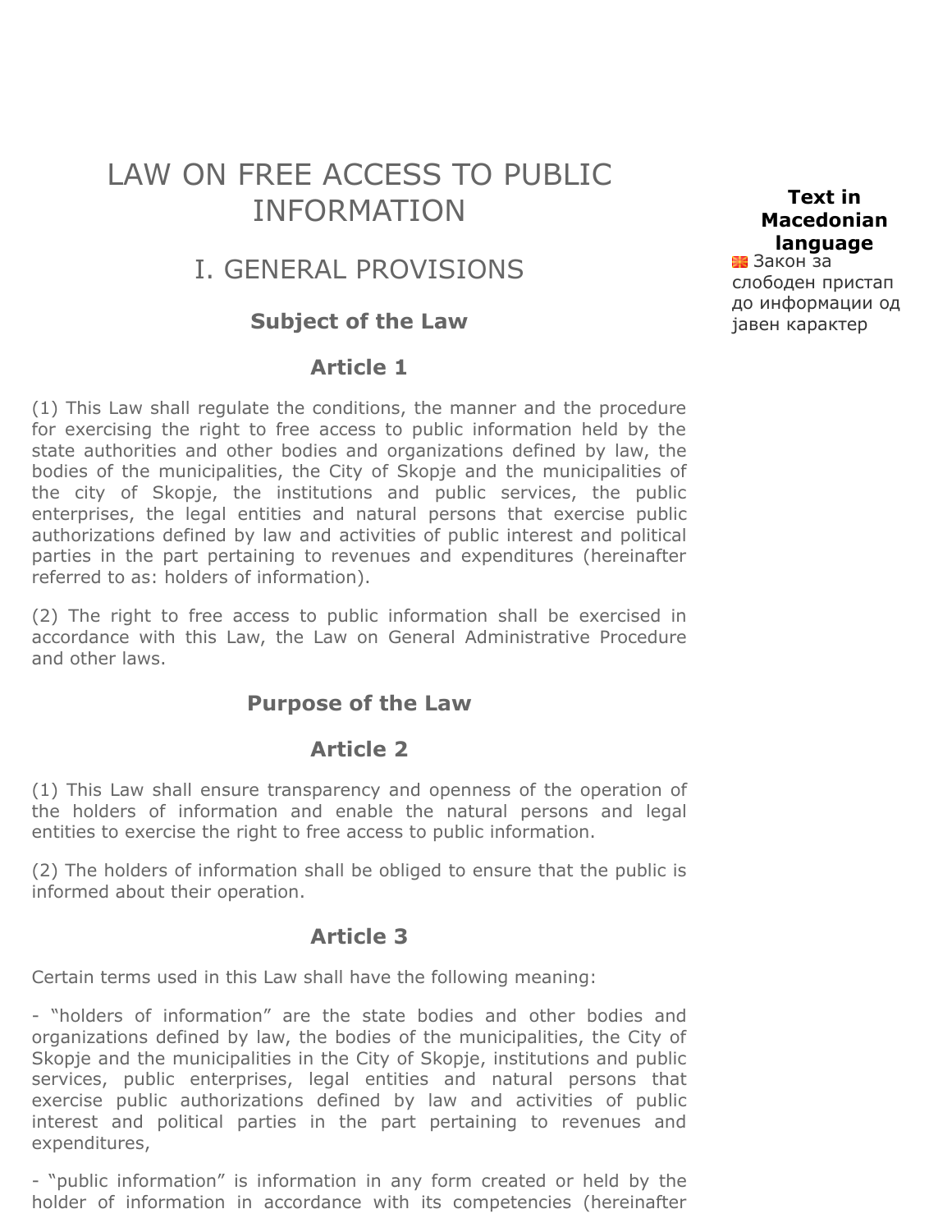# LAW ON FREE ACCESS TO PUBLIC INFORMATION

**Text in Macedonian language**
Закон за слободен пристап до информации од јавен карактер

## I. GENERAL PROVISIONS

### Subject of the Law

### Article 1

(1) This Law shall regulate the conditions, the manner and the procedure for exercising the right to free access to public information held by the state authorities and other bodies and organizations defined by law, the bodies of the municipalities, the City of Skopje and the municipalities of the city of Skopje, the institutions and public services, the public enterprises, the legal entities and natural persons that exercise public authorizations defined by law and activities of public interest and political parties in the part pertaining to revenues and expenditures (hereinafter referred to as: holders of information).

(2) The right to free access to public information shall be exercised in accordance with this Law, the Law on General Administrative Procedure and other laws.

### Purpose of the Law

### Article 2

(1) This Law shall ensure transparency and openness of the operation of the holders of information and enable the natural persons and legal entities to exercise the right to free access to public information.

(2) The holders of information shall be obliged to ensure that the public is informed about their operation.

### Article 3

Certain terms used in this Law shall have the following meaning:

- "holders of information" are the state bodies and other bodies and organizations defined by law, the bodies of the municipalities, the City of Skopje and the municipalities in the City of Skopje, institutions and public services, public enterprises, legal entities and natural persons that exercise public authorizations defined by law and activities of public interest and political parties in the part pertaining to revenues and expenditures,

- "public information" is information in any form created or held by the holder of information in accordance with its competencies (hereinafter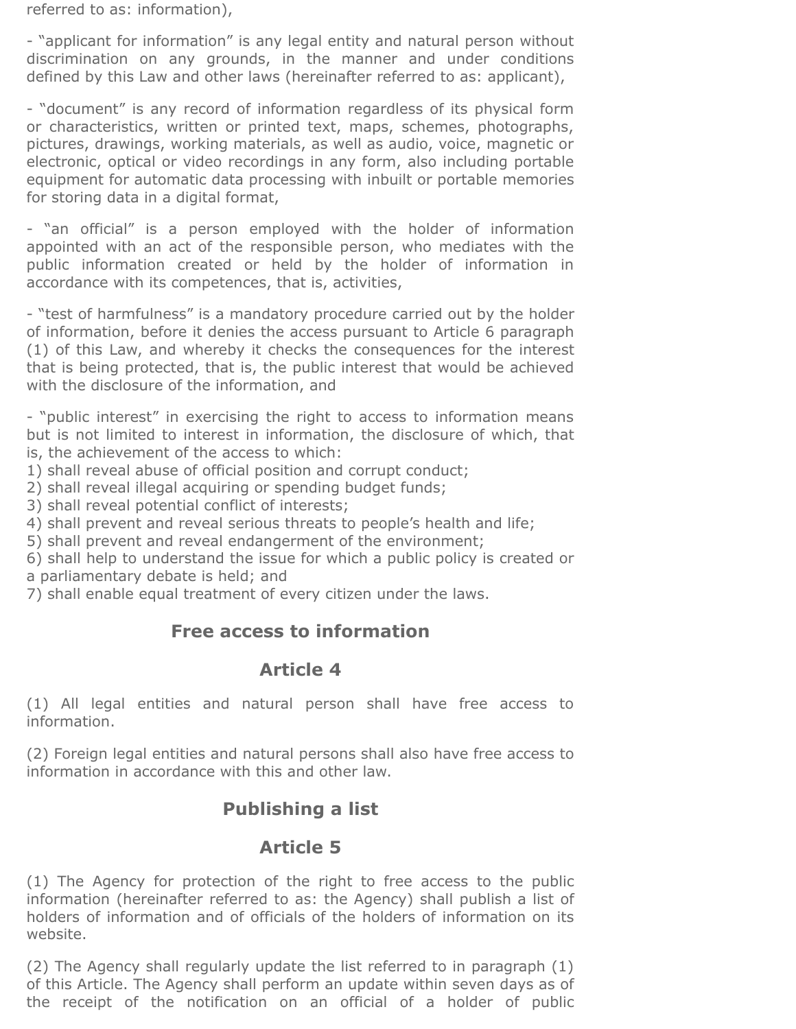referred to as: information),

- "applicant for information" is any legal entity and natural person without discrimination on any grounds, in the manner and under conditions defined by this Law and other laws (hereinafter referred to as: applicant),

- "document" is any record of information regardless of its physical form or characteristics, written or printed text, maps, schemes, photographs, pictures, drawings, working materials, as well as audio, voice, magnetic or electronic, optical or video recordings in any form, also including portable equipment for automatic data processing with inbuilt or portable memories for storing data in a digital format,

- "an official" is a person employed with the holder of information appointed with an act of the responsible person, who mediates with the public information created or held by the holder of information in accordance with its competences, that is, activities,

- "test of harmfulness" is a mandatory procedure carried out by the holder of information, before it denies the access pursuant to Article 6 paragraph (1) of this Law, and whereby it checks the consequences for the interest that is being protected, that is, the public interest that would be achieved with the disclosure of the information, and

- "public interest" in exercising the right to access to information means but is not limited to interest in information, the disclosure of which, that is, the achievement of the access to which:
1) shall reveal abuse of official position and corrupt conduct;
2) shall reveal illegal acquiring or spending budget funds;
3) shall reveal potential conflict of interests;
4) shall prevent and reveal serious threats to people's health and life;
5) shall prevent and reveal endangerment of the environment;
6) shall help to understand the issue for which a public policy is created or a parliamentary debate is held; and
7) shall enable equal treatment of every citizen under the laws.

## Free access to information

## Article 4

(1) All legal entities and natural person shall have free access to information.

(2) Foreign legal entities and natural persons shall also have free access to information in accordance with this and other law.

## Publishing a list

## Article 5

(1) The Agency for protection of the right to free access to the public information (hereinafter referred to as: the Agency) shall publish a list of holders of information and of officials of the holders of information on its website.

(2) The Agency shall regularly update the list referred to in paragraph (1) of this Article. The Agency shall perform an update within seven days as of the receipt of the notification on an official of a holder of public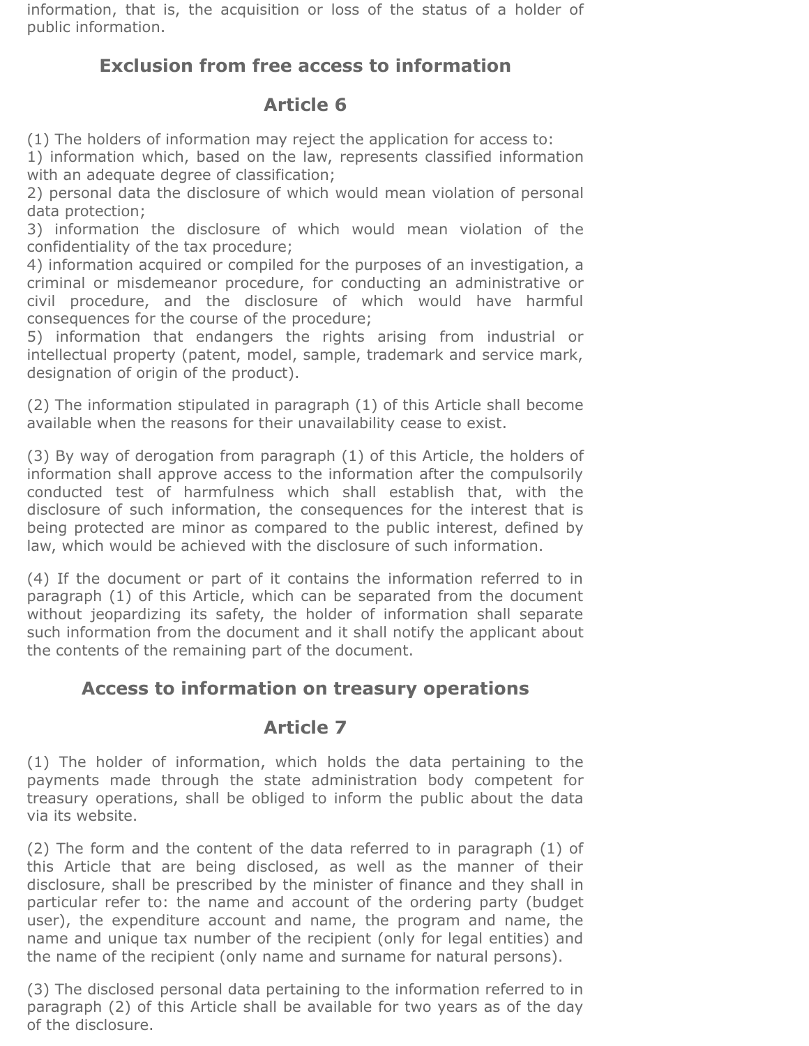information, that is, the acquisition or loss of the status of a holder of public information.

## Exclusion from free access to information

## Article 6

(1) The holders of information may reject the application for access to:
1) information which, based on the law, represents classified information with an adequate degree of classification;
2) personal data the disclosure of which would mean violation of personal data protection;
3) information the disclosure of which would mean violation of the confidentiality of the tax procedure;
4) information acquired or compiled for the purposes of an investigation, a criminal or misdemeanor procedure, for conducting an administrative or civil procedure, and the disclosure of which would have harmful consequences for the course of the procedure;
5) information that endangers the rights arising from industrial or intellectual property (patent, model, sample, trademark and service mark, designation of origin of the product).

(2) The information stipulated in paragraph (1) of this Article shall become available when the reasons for their unavailability cease to exist.

(3) By way of derogation from paragraph (1) of this Article, the holders of information shall approve access to the information after the compulsorily conducted test of harmfulness which shall establish that, with the disclosure of such information, the consequences for the interest that is being protected are minor as compared to the public interest, defined by law, which would be achieved with the disclosure of such information.

(4) If the document or part of it contains the information referred to in paragraph (1) of this Article, which can be separated from the document without jeopardizing its safety, the holder of information shall separate such information from the document and it shall notify the applicant about the contents of the remaining part of the document.

## Access to information on treasury operations

## Article 7

(1) The holder of information, which holds the data pertaining to the payments made through the state administration body competent for treasury operations, shall be obliged to inform the public about the data via its website.

(2) The form and the content of the data referred to in paragraph (1) of this Article that are being disclosed, as well as the manner of their disclosure, shall be prescribed by the minister of finance and they shall in particular refer to: the name and account of the ordering party (budget user), the expenditure account and name, the program and name, the name and unique tax number of the recipient (only for legal entities) and the name of the recipient (only name and surname for natural persons).

(3) The disclosed personal data pertaining to the information referred to in paragraph (2) of this Article shall be available for two years as of the day of the disclosure.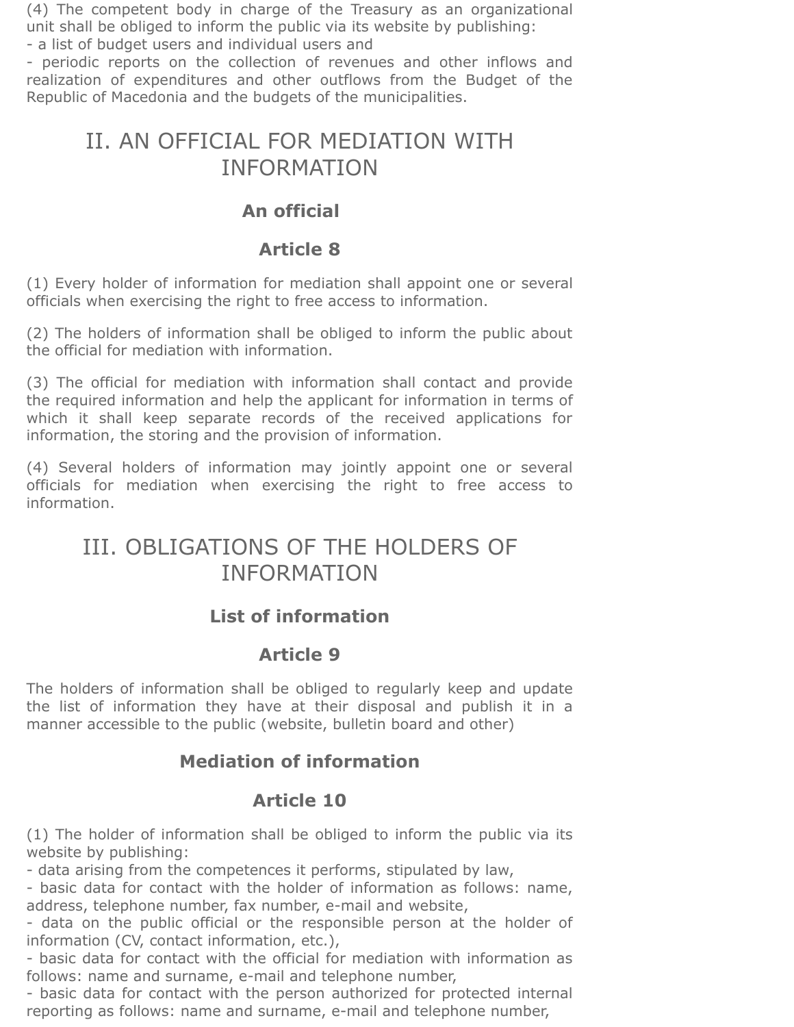(4) The competent body in charge of the Treasury as an organizational unit shall be obliged to inform the public via its website by publishing:
- a list of budget users and individual users and
- periodic reports on the collection of revenues and other inflows and realization of expenditures and other outflows from the Budget of the Republic of Macedonia and the budgets of the municipalities.

## II. AN OFFICIAL FOR MEDIATION WITH INFORMATION

### An official

### Article 8

(1) Every holder of information for mediation shall appoint one or several officials when exercising the right to free access to information.

(2) The holders of information shall be obliged to inform the public about the official for mediation with information.

(3) The official for mediation with information shall contact and provide the required information and help the applicant for information in terms of which it shall keep separate records of the received applications for information, the storing and the provision of information.

(4) Several holders of information may jointly appoint one or several officials for mediation when exercising the right to free access to information.

## III. OBLIGATIONS OF THE HOLDERS OF INFORMATION

### List of information

### Article 9

The holders of information shall be obliged to regularly keep and update the list of information they have at their disposal and publish it in a manner accessible to the public (website, bulletin board and other)

### Mediation of information

### Article 10

(1) The holder of information shall be obliged to inform the public via its website by publishing:
- data arising from the competences it performs, stipulated by law,
- basic data for contact with the holder of information as follows: name, address, telephone number, fax number, e-mail and website,
- data on the public official or the responsible person at the holder of information (CV, contact information, etc.),
- basic data for contact with the official for mediation with information as follows: name and surname, e-mail and telephone number,
- basic data for contact with the person authorized for protected internal reporting as follows: name and surname, e-mail and telephone number,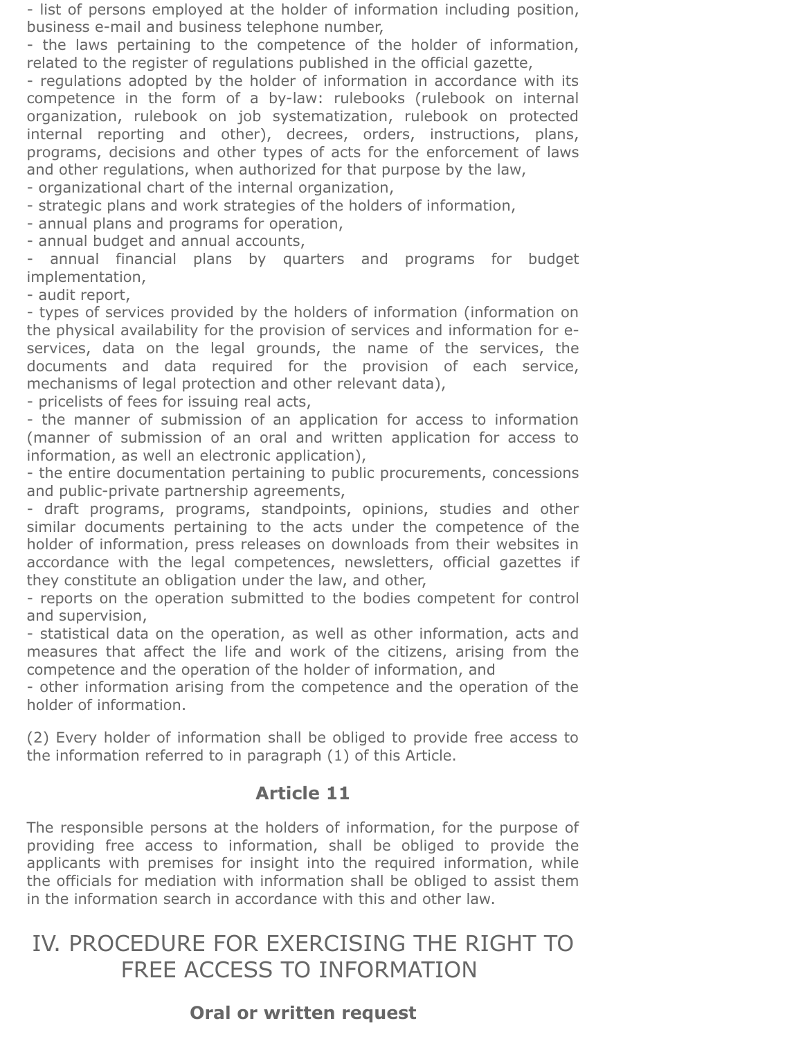- list of persons employed at the holder of information including position, business e-mail and business telephone number,
- the laws pertaining to the competence of the holder of information, related to the register of regulations published in the official gazette,
- regulations adopted by the holder of information in accordance with its competence in the form of a by-law: rulebooks (rulebook on internal organization, rulebook on job systematization, rulebook on protected internal reporting and other), decrees, orders, instructions, plans, programs, decisions and other types of acts for the enforcement of laws and other regulations, when authorized for that purpose by the law,
- organizational chart of the internal organization,
- strategic plans and work strategies of the holders of information,
- annual plans and programs for operation,
- annual budget and annual accounts,
- annual financial plans by quarters and programs for budget implementation,
- audit report,
- types of services provided by the holders of information (information on the physical availability for the provision of services and information for e-services, data on the legal grounds, the name of the services, the documents and data required for the provision of each service, mechanisms of legal protection and other relevant data),
- pricelists of fees for issuing real acts,
- the manner of submission of an application for access to information (manner of submission of an oral and written application for access to information, as well an electronic application),
- the entire documentation pertaining to public procurements, concessions and public-private partnership agreements,
- draft programs, programs, standpoints, opinions, studies and other similar documents pertaining to the acts under the competence of the holder of information, press releases on downloads from their websites in accordance with the legal competences, newsletters, official gazettes if they constitute an obligation under the law, and other,
- reports on the operation submitted to the bodies competent for control and supervision,
- statistical data on the operation, as well as other information, acts and measures that affect the life and work of the citizens, arising from the competence and the operation of the holder of information, and
- other information arising from the competence and the operation of the holder of information.

(2) Every holder of information shall be obliged to provide free access to the information referred to in paragraph (1) of this Article.

### Article 11

The responsible persons at the holders of information, for the purpose of providing free access to information, shall be obliged to provide the applicants with premises for insight into the required information, while the officials for mediation with information shall be obliged to assist them in the information search in accordance with this and other law.

## IV. PROCEDURE FOR EXERCISING THE RIGHT TO FREE ACCESS TO INFORMATION

### Oral or written request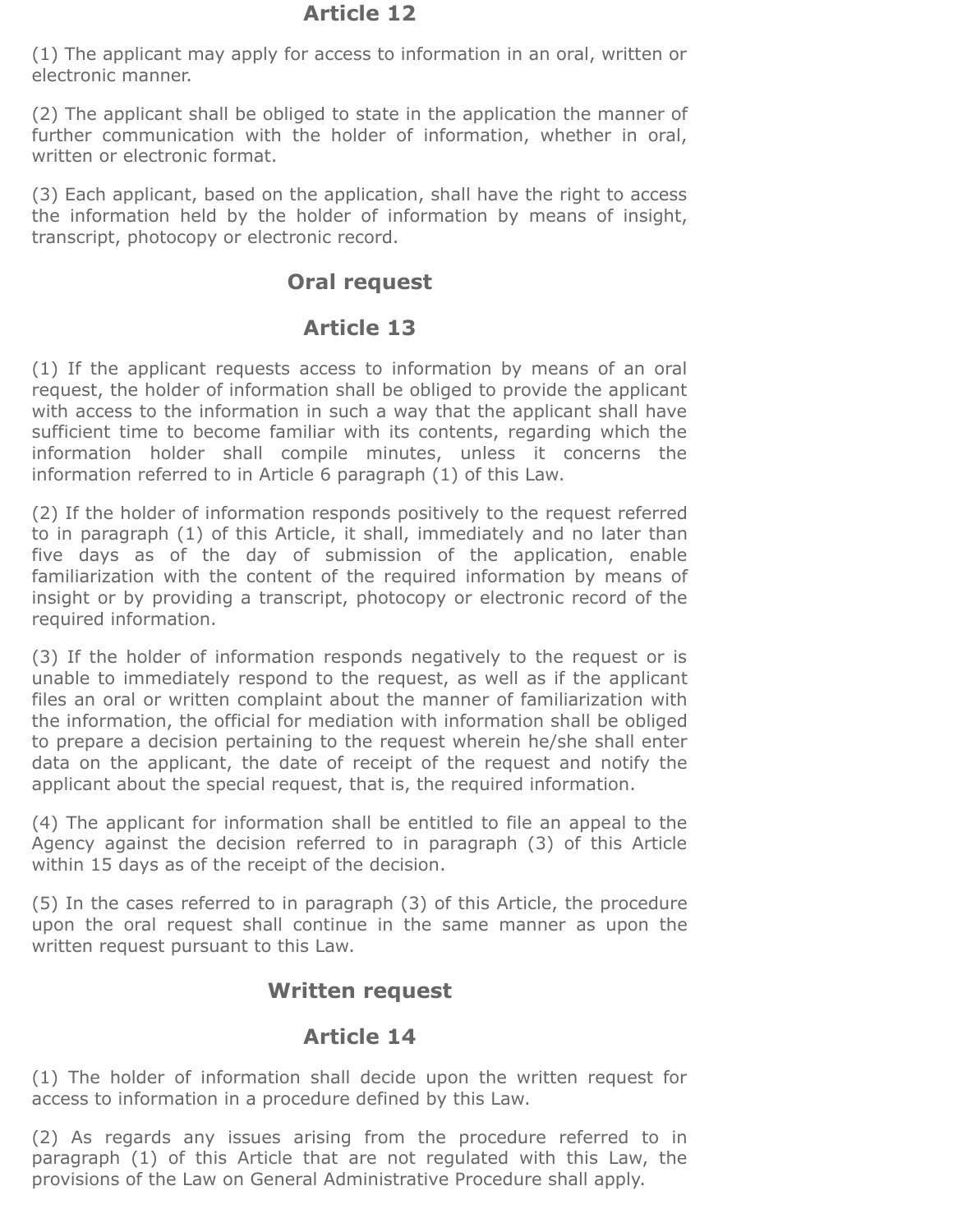## Article 12

(1) The applicant may apply for access to information in an oral, written or electronic manner.

(2) The applicant shall be obliged to state in the application the manner of further communication with the holder of information, whether in oral, written or electronic format.

(3) Each applicant, based on the application, shall have the right to access the information held by the holder of information by means of insight, transcript, photocopy or electronic record.

## Oral request

## Article 13

(1) If the applicant requests access to information by means of an oral request, the holder of information shall be obliged to provide the applicant with access to the information in such a way that the applicant shall have sufficient time to become familiar with its contents, regarding which the information holder shall compile minutes, unless it concerns the information referred to in Article 6 paragraph (1) of this Law.

(2) If the holder of information responds positively to the request referred to in paragraph (1) of this Article, it shall, immediately and no later than five days as of the day of submission of the application, enable familiarization with the content of the required information by means of insight or by providing a transcript, photocopy or electronic record of the required information.

(3) If the holder of information responds negatively to the request or is unable to immediately respond to the request, as well as if the applicant files an oral or written complaint about the manner of familiarization with the information, the official for mediation with information shall be obliged to prepare a decision pertaining to the request wherein he/she shall enter data on the applicant, the date of receipt of the request and notify the applicant about the special request, that is, the required information.

(4) The applicant for information shall be entitled to file an appeal to the Agency against the decision referred to in paragraph (3) of this Article within 15 days as of the receipt of the decision.

(5) In the cases referred to in paragraph (3) of this Article, the procedure upon the oral request shall continue in the same manner as upon the written request pursuant to this Law.

## Written request

## Article 14

(1) The holder of information shall decide upon the written request for access to information in a procedure defined by this Law.

(2) As regards any issues arising from the procedure referred to in paragraph (1) of this Article that are not regulated with this Law, the provisions of the Law on General Administrative Procedure shall apply.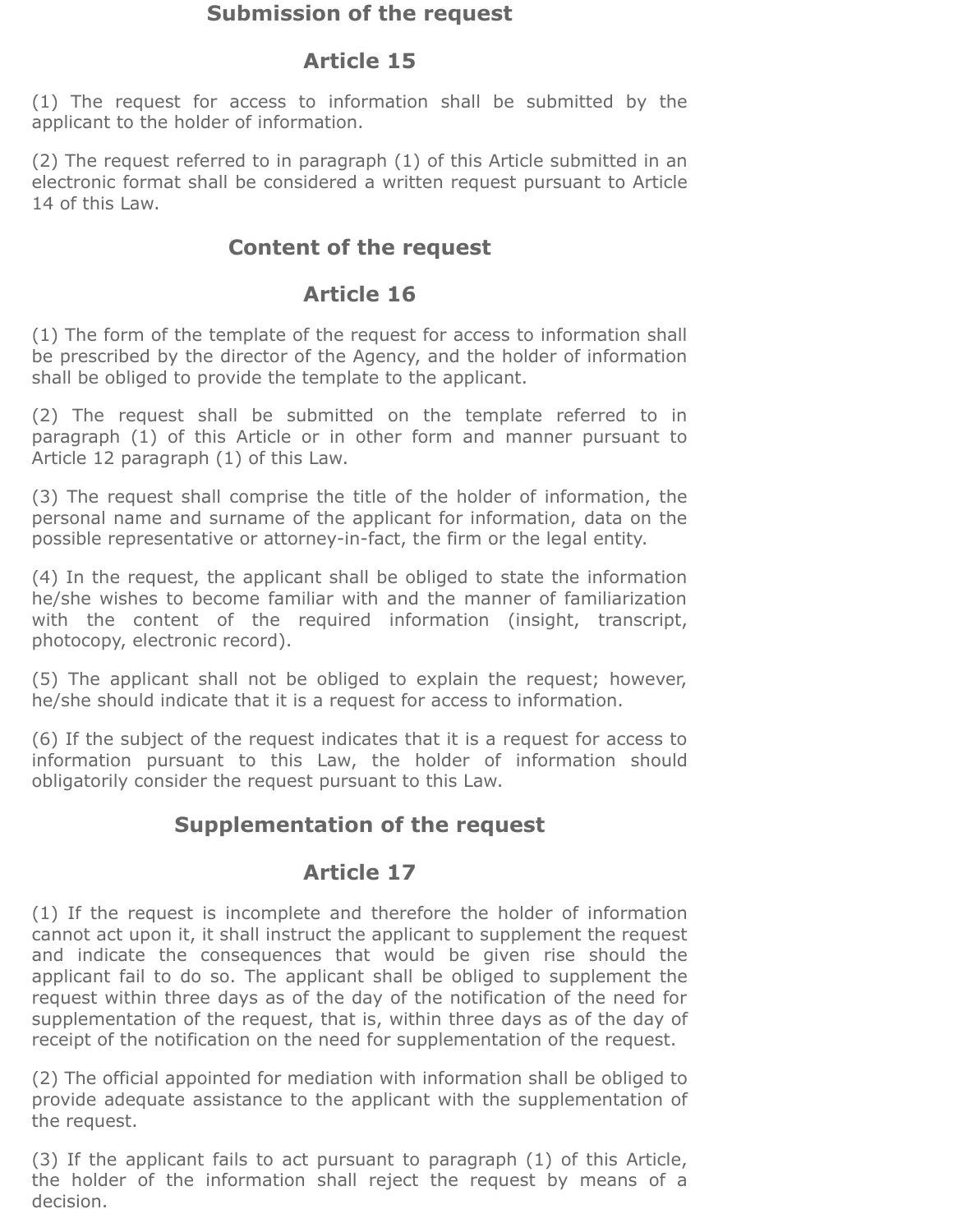## Submission of the request

### Article 15

(1) The request for access to information shall be submitted by the applicant to the holder of information.

(2) The request referred to in paragraph (1) of this Article submitted in an electronic format shall be considered a written request pursuant to Article 14 of this Law.

## Content of the request

### Article 16

(1) The form of the template of the request for access to information shall be prescribed by the director of the Agency, and the holder of information shall be obliged to provide the template to the applicant.

(2) The request shall be submitted on the template referred to in paragraph (1) of this Article or in other form and manner pursuant to Article 12 paragraph (1) of this Law.

(3) The request shall comprise the title of the holder of information, the personal name and surname of the applicant for information, data on the possible representative or attorney-in-fact, the firm or the legal entity.

(4) In the request, the applicant shall be obliged to state the information he/she wishes to become familiar with and the manner of familiarization with the content of the required information (insight, transcript, photocopy, electronic record).

(5) The applicant shall not be obliged to explain the request; however, he/she should indicate that it is a request for access to information.

(6) If the subject of the request indicates that it is a request for access to information pursuant to this Law, the holder of information should obligatorily consider the request pursuant to this Law.

## Supplementation of the request

### Article 17

(1) If the request is incomplete and therefore the holder of information cannot act upon it, it shall instruct the applicant to supplement the request and indicate the consequences that would be given rise should the applicant fail to do so. The applicant shall be obliged to supplement the request within three days as of the day of the notification of the need for supplementation of the request, that is, within three days as of the day of receipt of the notification on the need for supplementation of the request.

(2) The official appointed for mediation with information shall be obliged to provide adequate assistance to the applicant with the supplementation of the request.

(3) If the applicant fails to act pursuant to paragraph (1) of this Article, the holder of the information shall reject the request by means of a decision.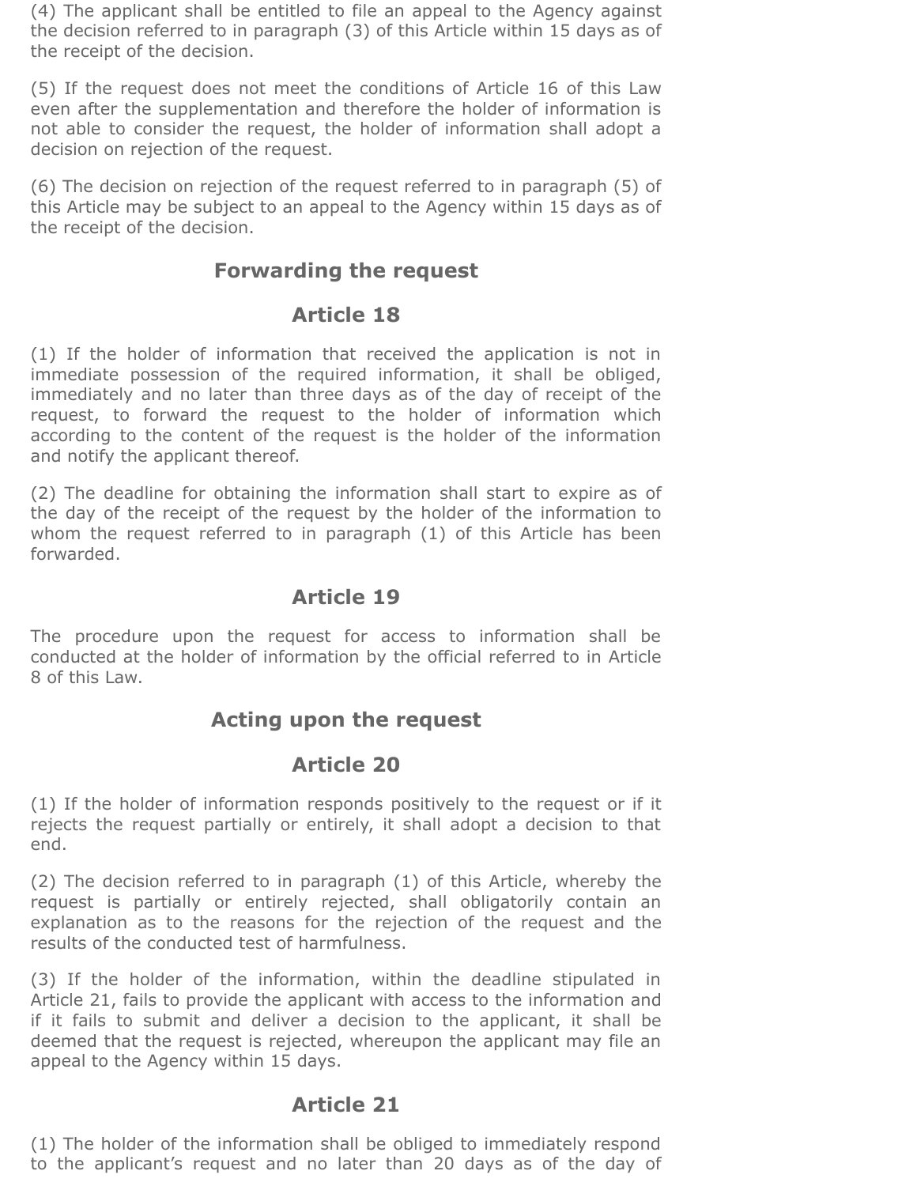(4) The applicant shall be entitled to file an appeal to the Agency against the decision referred to in paragraph (3) of this Article within 15 days as of the receipt of the decision.

(5) If the request does not meet the conditions of Article 16 of this Law even after the supplementation and therefore the holder of information is not able to consider the request, the holder of information shall adopt a decision on rejection of the request.

(6) The decision on rejection of the request referred to in paragraph (5) of this Article may be subject to an appeal to the Agency within 15 days as of the receipt of the decision.

### Forwarding the request

### Article 18

(1) If the holder of information that received the application is not in immediate possession of the required information, it shall be obliged, immediately and no later than three days as of the day of receipt of the request, to forward the request to the holder of information which according to the content of the request is the holder of the information and notify the applicant thereof.

(2) The deadline for obtaining the information shall start to expire as of the day of the receipt of the request by the holder of the information to whom the request referred to in paragraph (1) of this Article has been forwarded.

### Article 19

The procedure upon the request for access to information shall be conducted at the holder of information by the official referred to in Article 8 of this Law.

### Acting upon the request

### Article 20

(1) If the holder of information responds positively to the request or if it rejects the request partially or entirely, it shall adopt a decision to that end.

(2) The decision referred to in paragraph (1) of this Article, whereby the request is partially or entirely rejected, shall obligatorily contain an explanation as to the reasons for the rejection of the request and the results of the conducted test of harmfulness.

(3) If the holder of the information, within the deadline stipulated in Article 21, fails to provide the applicant with access to the information and if it fails to submit and deliver a decision to the applicant, it shall be deemed that the request is rejected, whereupon the applicant may file an appeal to the Agency within 15 days.

### Article 21

(1) The holder of the information shall be obliged to immediately respond to the applicant's request and no later than 20 days as of the day of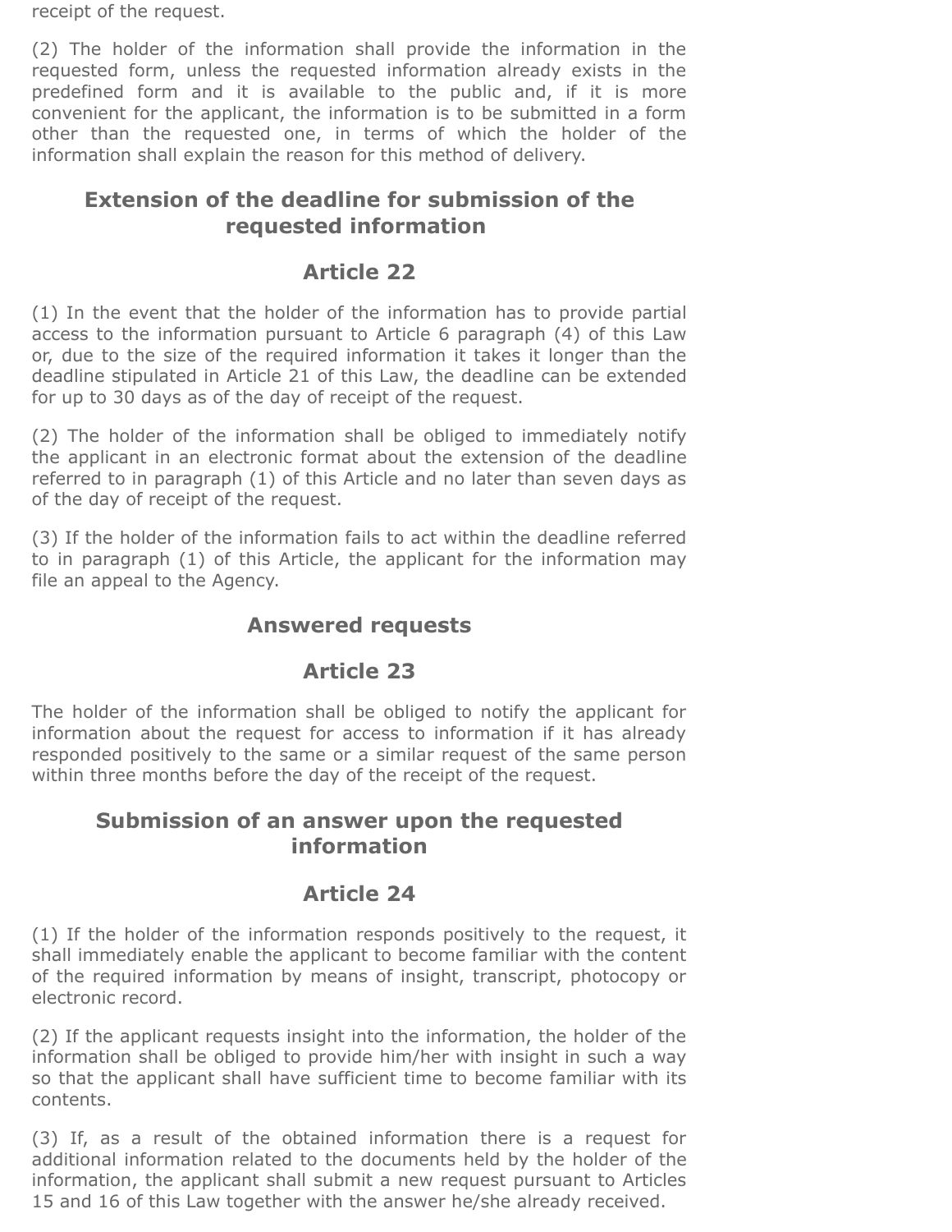receipt of the request.

(2) The holder of the information shall provide the information in the requested form, unless the requested information already exists in the predefined form and it is available to the public and, if it is more convenient for the applicant, the information is to be submitted in a form other than the requested one, in terms of which the holder of the information shall explain the reason for this method of delivery.

### Extension of the deadline for submission of the requested information

### Article 22

(1) In the event that the holder of the information has to provide partial access to the information pursuant to Article 6 paragraph (4) of this Law or, due to the size of the required information it takes it longer than the deadline stipulated in Article 21 of this Law, the deadline can be extended for up to 30 days as of the day of receipt of the request.

(2) The holder of the information shall be obliged to immediately notify the applicant in an electronic format about the extension of the deadline referred to in paragraph (1) of this Article and no later than seven days as of the day of receipt of the request.

(3) If the holder of the information fails to act within the deadline referred to in paragraph (1) of this Article, the applicant for the information may file an appeal to the Agency.

### Answered requests

### Article 23

The holder of the information shall be obliged to notify the applicant for information about the request for access to information if it has already responded positively to the same or a similar request of the same person within three months before the day of the receipt of the request.

### Submission of an answer upon the requested information

### Article 24

(1) If the holder of the information responds positively to the request, it shall immediately enable the applicant to become familiar with the content of the required information by means of insight, transcript, photocopy or electronic record.

(2) If the applicant requests insight into the information, the holder of the information shall be obliged to provide him/her with insight in such a way so that the applicant shall have sufficient time to become familiar with its contents.

(3) If, as a result of the obtained information there is a request for additional information related to the documents held by the holder of the information, the applicant shall submit a new request pursuant to Articles 15 and 16 of this Law together with the answer he/she already received.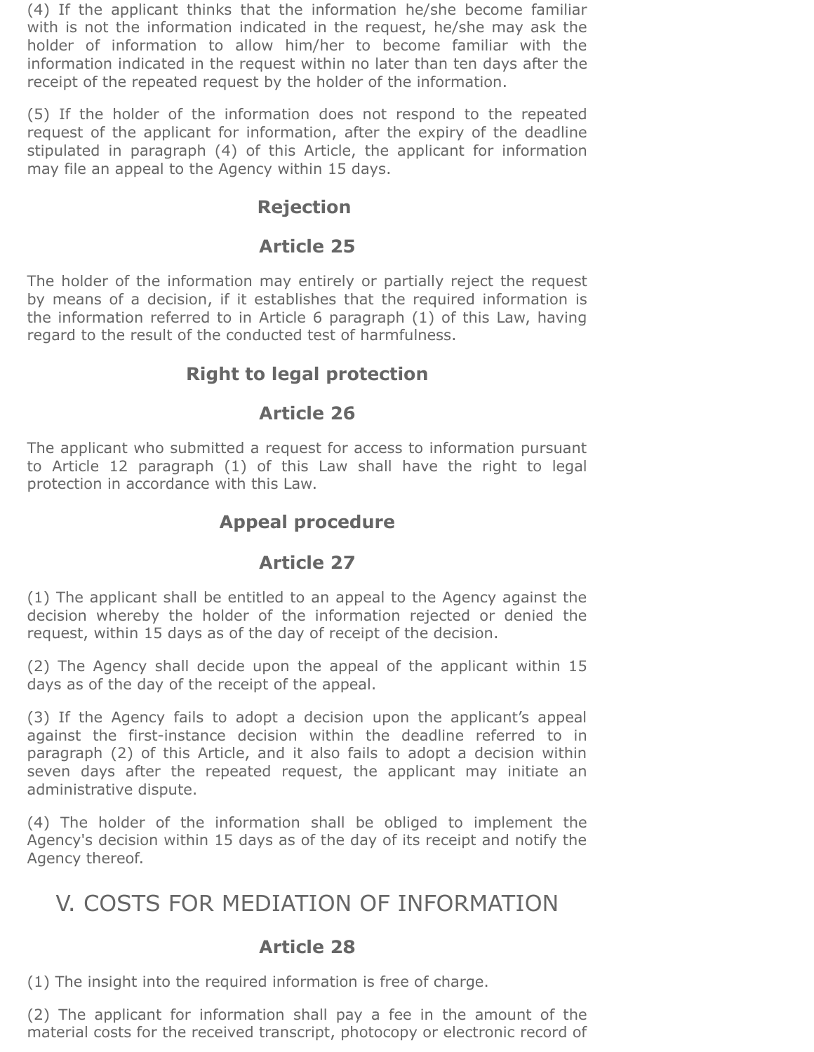(4) If the applicant thinks that the information he/she become familiar with is not the information indicated in the request, he/she may ask the holder of information to allow him/her to become familiar with the information indicated in the request within no later than ten days after the receipt of the repeated request by the holder of the information.

(5) If the holder of the information does not respond to the repeated request of the applicant for information, after the expiry of the deadline stipulated in paragraph (4) of this Article, the applicant for information may file an appeal to the Agency within 15 days.

### Rejection

### Article 25

The holder of the information may entirely or partially reject the request by means of a decision, if it establishes that the required information is the information referred to in Article 6 paragraph (1) of this Law, having regard to the result of the conducted test of harmfulness.

### Right to legal protection

### Article 26

The applicant who submitted a request for access to information pursuant to Article 12 paragraph (1) of this Law shall have the right to legal protection in accordance with this Law.

### Appeal procedure

### Article 27

(1) The applicant shall be entitled to an appeal to the Agency against the decision whereby the holder of the information rejected or denied the request, within 15 days as of the day of receipt of the decision.

(2) The Agency shall decide upon the appeal of the applicant within 15 days as of the day of the receipt of the appeal.

(3) If the Agency fails to adopt a decision upon the applicant's appeal against the first-instance decision within the deadline referred to in paragraph (2) of this Article, and it also fails to adopt a decision within seven days after the repeated request, the applicant may initiate an administrative dispute.

(4) The holder of the information shall be obliged to implement the Agency's decision within 15 days as of the day of its receipt and notify the Agency thereof.

## V. COSTS FOR MEDIATION OF INFORMATION

### Article 28

(1) The insight into the required information is free of charge.

(2) The applicant for information shall pay a fee in the amount of the material costs for the received transcript, photocopy or electronic record of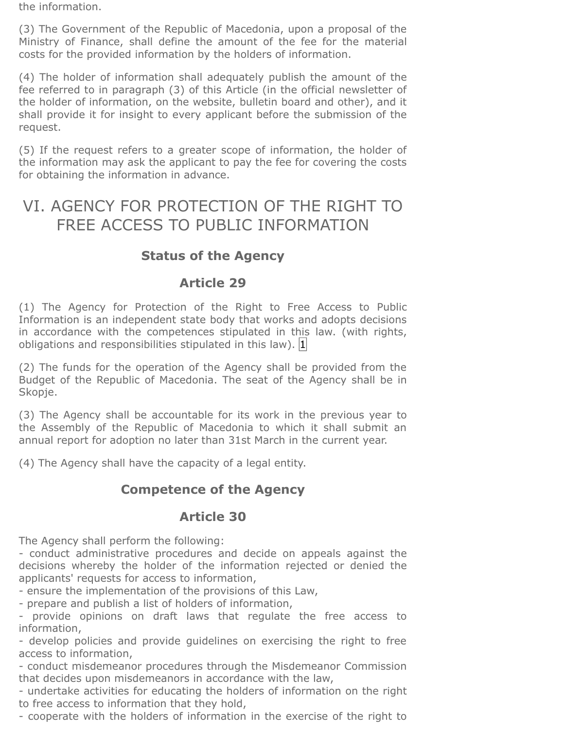the information.

(3) The Government of the Republic of Macedonia, upon a proposal of the Ministry of Finance, shall define the amount of the fee for the material costs for the provided information by the holders of information.

(4) The holder of information shall adequately publish the amount of the fee referred to in paragraph (3) of this Article (in the official newsletter of the holder of information, on the website, bulletin board and other), and it shall provide it for insight to every applicant before the submission of the request.

(5) If the request refers to a greater scope of information, the holder of the information may ask the applicant to pay the fee for covering the costs for obtaining the information in advance.

# VI. AGENCY FOR PROTECTION OF THE RIGHT TO FREE ACCESS TO PUBLIC INFORMATION

### Status of the Agency

### Article 29

(1) The Agency for Protection of the Right to Free Access to Public Information is an independent state body that works and adopts decisions in accordance with the competences stipulated in this law. (with rights, obligations and responsibilities stipulated in this law). [1]

(2) The funds for the operation of the Agency shall be provided from the Budget of the Republic of Macedonia. The seat of the Agency shall be in Skopje.

(3) The Agency shall be accountable for its work in the previous year to the Assembly of the Republic of Macedonia to which it shall submit an annual report for adoption no later than 31st March in the current year.

(4) The Agency shall have the capacity of a legal entity.

### Competence of the Agency

### Article 30

The Agency shall perform the following:
- conduct administrative procedures and decide on appeals against the decisions whereby the holder of the information rejected or denied the applicants' requests for access to information,
- ensure the implementation of the provisions of this Law,
- prepare and publish a list of holders of information,
- provide opinions on draft laws that regulate the free access to information,
- develop policies and provide guidelines on exercising the right to free access to information,
- conduct misdemeanor procedures through the Misdemeanor Commission that decides upon misdemeanors in accordance with the law,
- undertake activities for educating the holders of information on the right to free access to information that they hold,
- cooperate with the holders of information in the exercise of the right to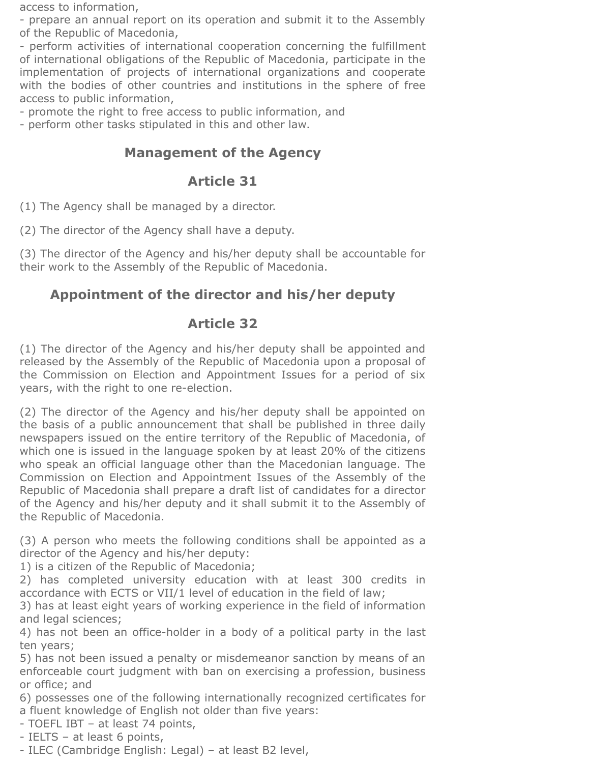access to information,
- prepare an annual report on its operation and submit it to the Assembly of the Republic of Macedonia,
- perform activities of international cooperation concerning the fulfillment of international obligations of the Republic of Macedonia, participate in the implementation of projects of international organizations and cooperate with the bodies of other countries and institutions in the sphere of free access to public information,
- promote the right to free access to public information, and
- perform other tasks stipulated in this and other law.

## Management of the Agency

## Article 31

(1) The Agency shall be managed by a director.

(2) The director of the Agency shall have a deputy.

(3) The director of the Agency and his/her deputy shall be accountable for their work to the Assembly of the Republic of Macedonia.

## Appointment of the director and his/her deputy

## Article 32

(1) The director of the Agency and his/her deputy shall be appointed and released by the Assembly of the Republic of Macedonia upon a proposal of the Commission on Election and Appointment Issues for a period of six years, with the right to one re-election.

(2) The director of the Agency and his/her deputy shall be appointed on the basis of a public announcement that shall be published in three daily newspapers issued on the entire territory of the Republic of Macedonia, of which one is issued in the language spoken by at least 20% of the citizens who speak an official language other than the Macedonian language. The Commission on Election and Appointment Issues of the Assembly of the Republic of Macedonia shall prepare a draft list of candidates for a director of the Agency and his/her deputy and it shall submit it to the Assembly of the Republic of Macedonia.

(3) A person who meets the following conditions shall be appointed as a director of the Agency and his/her deputy:
1) is a citizen of the Republic of Macedonia;
2) has completed university education with at least 300 credits in accordance with ECTS or VII/1 level of education in the field of law;
3) has at least eight years of working experience in the field of information and legal sciences;
4) has not been an office-holder in a body of a political party in the last ten years;
5) has not been issued a penalty or misdemeanor sanction by means of an enforceable court judgment with ban on exercising a profession, business or office; and
6) possesses one of the following internationally recognized certificates for a fluent knowledge of English not older than five years:
- TOEFL IBT – at least 74 points,
- IELTS – at least 6 points,
- ILEC (Cambridge English: Legal) – at least B2 level,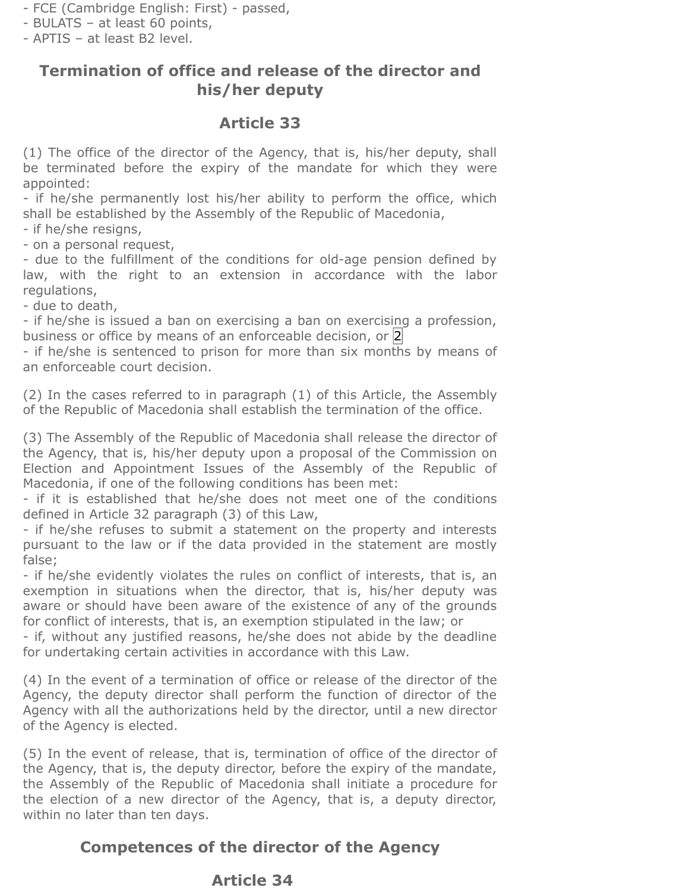- FCE (Cambridge English: First) - passed,
- BULATS – at least 60 points,
- APTIS – at least B2 level.

## Termination of office and release of the director and his/her deputy

## Article 33

(1) The office of the director of the Agency, that is, his/her deputy, shall be terminated before the expiry of the mandate for which they were appointed:
- if he/she permanently lost his/her ability to perform the office, which shall be established by the Assembly of the Republic of Macedonia,
- if he/she resigns,
- on a personal request,
- due to the fulfillment of the conditions for old-age pension defined by law, with the right to an extension in accordance with the labor regulations,
- due to death,
- if he/she is issued a ban on exercising a ban on exercising a profession, business or office by means of an enforceable decision, or [2]
- if he/she is sentenced to prison for more than six months by means of an enforceable court decision.

(2) In the cases referred to in paragraph (1) of this Article, the Assembly of the Republic of Macedonia shall establish the termination of the office.

(3) The Assembly of the Republic of Macedonia shall release the director of the Agency, that is, his/her deputy upon a proposal of the Commission on Election and Appointment Issues of the Assembly of the Republic of Macedonia, if one of the following conditions has been met:
- if it is established that he/she does not meet one of the conditions defined in Article 32 paragraph (3) of this Law,
- if he/she refuses to submit a statement on the property and interests pursuant to the law or if the data provided in the statement are mostly false;
- if he/she evidently violates the rules on conflict of interests, that is, an exemption in situations when the director, that is, his/her deputy was aware or should have been aware of the existence of any of the grounds for conflict of interests, that is, an exemption stipulated in the law; or
- if, without any justified reasons, he/she does not abide by the deadline for undertaking certain activities in accordance with this Law.

(4) In the event of a termination of office or release of the director of the Agency, the deputy director shall perform the function of director of the Agency with all the authorizations held by the director, until a new director of the Agency is elected.

(5) In the event of release, that is, termination of office of the director of the Agency, that is, the deputy director, before the expiry of the mandate, the Assembly of the Republic of Macedonia shall initiate a procedure for the election of a new director of the Agency, that is, a deputy director, within no later than ten days.

## Competences of the director of the Agency

## Article 34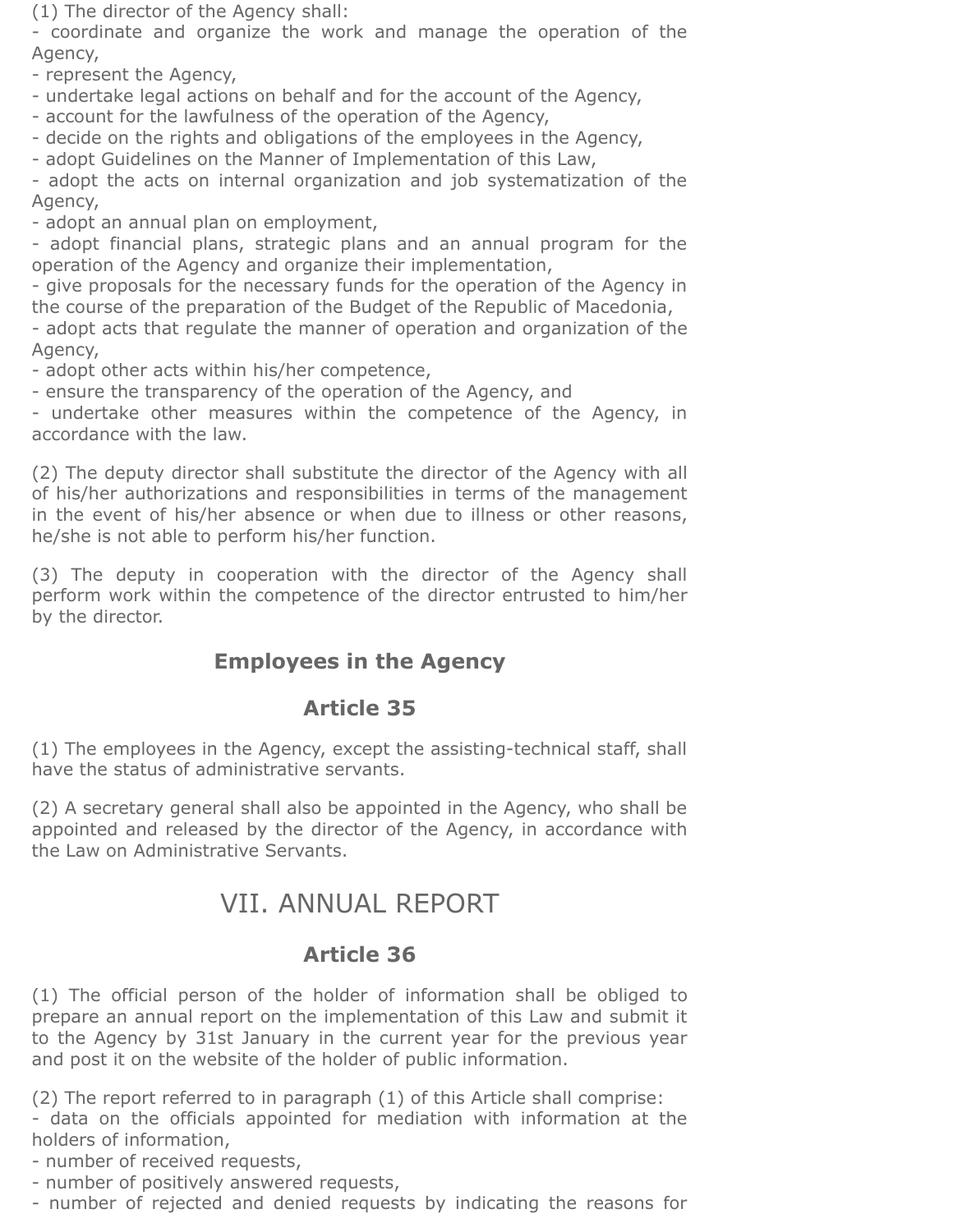(1) The director of the Agency shall:
- coordinate and organize the work and manage the operation of the Agency,
- represent the Agency,
- undertake legal actions on behalf and for the account of the Agency,
- account for the lawfulness of the operation of the Agency,
- decide on the rights and obligations of the employees in the Agency,
- adopt Guidelines on the Manner of Implementation of this Law,
- adopt the acts on internal organization and job systematization of the Agency,
- adopt an annual plan on employment,
- adopt financial plans, strategic plans and an annual program for the operation of the Agency and organize their implementation,
- give proposals for the necessary funds for the operation of the Agency in the course of the preparation of the Budget of the Republic of Macedonia,
- adopt acts that regulate the manner of operation and organization of the Agency,
- adopt other acts within his/her competence,
- ensure the transparency of the operation of the Agency, and
- undertake other measures within the competence of the Agency, in accordance with the law.

(2) The deputy director shall substitute the director of the Agency with all of his/her authorizations and responsibilities in terms of the management in the event of his/her absence or when due to illness or other reasons, he/she is not able to perform his/her function.

(3) The deputy in cooperation with the director of the Agency shall perform work within the competence of the director entrusted to him/her by the director.

### Employees in the Agency

### Article 35

(1) The employees in the Agency, except the assisting-technical staff, shall have the status of administrative servants.

(2) A secretary general shall also be appointed in the Agency, who shall be appointed and released by the director of the Agency, in accordance with the Law on Administrative Servants.

## VII. ANNUAL REPORT

### Article 36

(1) The official person of the holder of information shall be obliged to prepare an annual report on the implementation of this Law and submit it to the Agency by 31st January in the current year for the previous year and post it on the website of the holder of public information.

(2) The report referred to in paragraph (1) of this Article shall comprise:
- data on the officials appointed for mediation with information at the holders of information,
- number of received requests,
- number of positively answered requests,
- number of rejected and denied requests by indicating the reasons for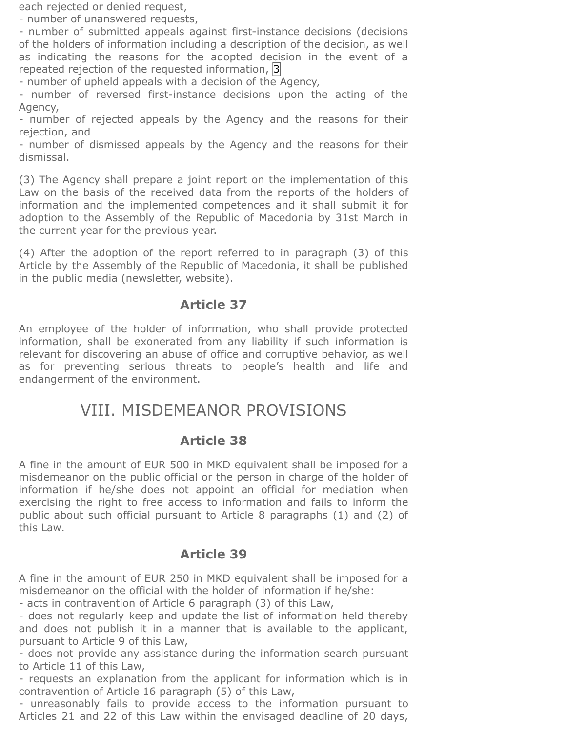each rejected or denied request,
- number of unanswered requests,
- number of submitted appeals against first-instance decisions (decisions of the holders of information including a description of the decision, as well as indicating the reasons for the adopted decision in the event of a repeated rejection of the requested information, [3]
- number of upheld appeals with a decision of the Agency,
- number of reversed first-instance decisions upon the acting of the Agency,
- number of rejected appeals by the Agency and the reasons for their rejection, and
- number of dismissed appeals by the Agency and the reasons for their dismissal.

(3) The Agency shall prepare a joint report on the implementation of this Law on the basis of the received data from the reports of the holders of information and the implemented competences and it shall submit it for adoption to the Assembly of the Republic of Macedonia by 31st March in the current year for the previous year.

(4) After the adoption of the report referred to in paragraph (3) of this Article by the Assembly of the Republic of Macedonia, it shall be published in the public media (newsletter, website).

### Article 37

An employee of the holder of information, who shall provide protected information, shall be exonerated from any liability if such information is relevant for discovering an abuse of office and corruptive behavior, as well as for preventing serious threats to people's health and life and endangerment of the environment.

## VIII. MISDEMEANOR PROVISIONS

### Article 38

A fine in the amount of EUR 500 in MKD equivalent shall be imposed for a misdemeanor on the public official or the person in charge of the holder of information if he/she does not appoint an official for mediation when exercising the right to free access to information and fails to inform the public about such official pursuant to Article 8 paragraphs (1) and (2) of this Law.

### Article 39

A fine in the amount of EUR 250 in MKD equivalent shall be imposed for a misdemeanor on the official with the holder of information if he/she:
- acts in contravention of Article 6 paragraph (3) of this Law,
- does not regularly keep and update the list of information held thereby and does not publish it in a manner that is available to the applicant, pursuant to Article 9 of this Law,
- does not provide any assistance during the information search pursuant to Article 11 of this Law,
- requests an explanation from the applicant for information which is in contravention of Article 16 paragraph (5) of this Law,
- unreasonably fails to provide access to the information pursuant to Articles 21 and 22 of this Law within the envisaged deadline of 20 days,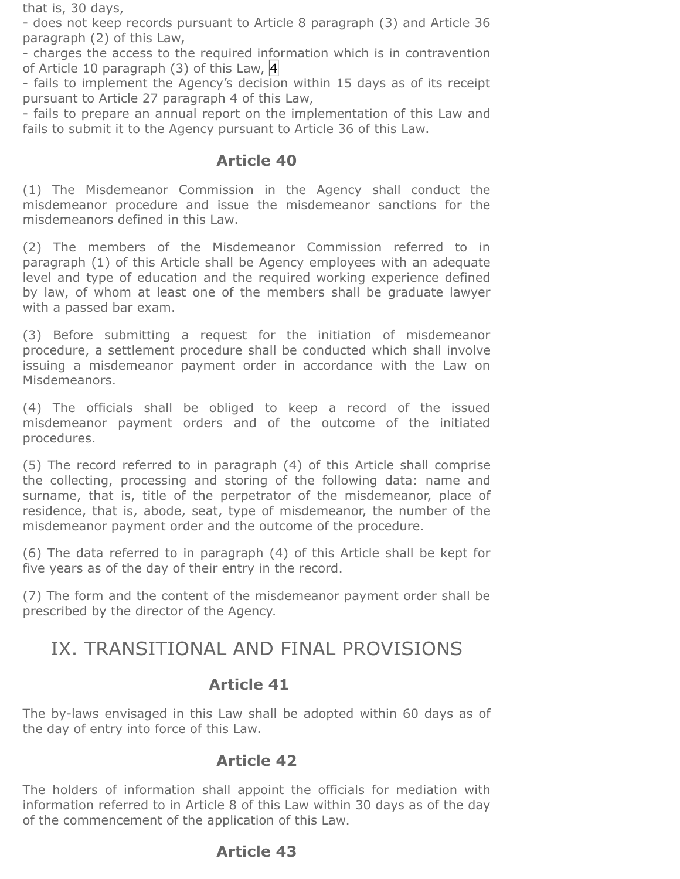that is, 30 days,

- does not keep records pursuant to Article 8 paragraph (3) and Article 36 paragraph (2) of this Law,
- charges the access to the required information which is in contravention of Article 10 paragraph (3) of this Law, 4
- fails to implement the Agency's decision within 15 days as of its receipt pursuant to Article 27 paragraph 4 of this Law,
- fails to prepare an annual report on the implementation of this Law and fails to submit it to the Agency pursuant to Article 36 of this Law.

### Article 40

(1) The Misdemeanor Commission in the Agency shall conduct the misdemeanor procedure and issue the misdemeanor sanctions for the misdemeanors defined in this Law.

(2) The members of the Misdemeanor Commission referred to in paragraph (1) of this Article shall be Agency employees with an adequate level and type of education and the required working experience defined by law, of whom at least one of the members shall be graduate lawyer with a passed bar exam.

(3) Before submitting a request for the initiation of misdemeanor procedure, a settlement procedure shall be conducted which shall involve issuing a misdemeanor payment order in accordance with the Law on Misdemeanors.

(4) The officials shall be obliged to keep a record of the issued misdemeanor payment orders and of the outcome of the initiated procedures.

(5) The record referred to in paragraph (4) of this Article shall comprise the collecting, processing and storing of the following data: name and surname, that is, title of the perpetrator of the misdemeanor, place of residence, that is, abode, seat, type of misdemeanor, the number of the misdemeanor payment order and the outcome of the procedure.

(6) The data referred to in paragraph (4) of this Article shall be kept for five years as of the day of their entry in the record.

(7) The form and the content of the misdemeanor payment order shall be prescribed by the director of the Agency.

## IX. TRANSITIONAL AND FINAL PROVISIONS

### Article 41

The by-laws envisaged in this Law shall be adopted within 60 days as of the day of entry into force of this Law.

### Article 42

The holders of information shall appoint the officials for mediation with information referred to in Article 8 of this Law within 30 days as of the day of the commencement of the application of this Law.

### Article 43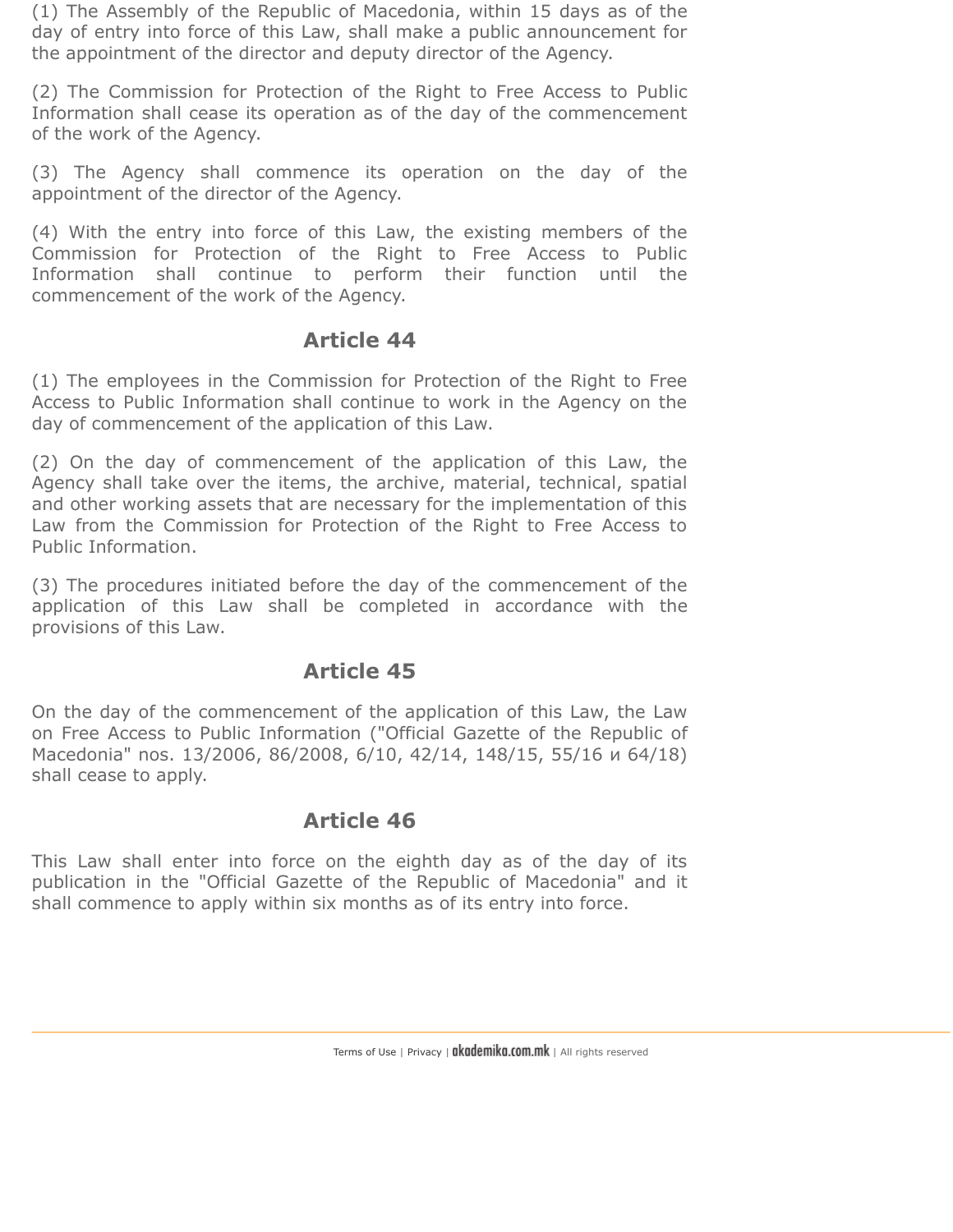(1) The Assembly of the Republic of Macedonia, within 15 days as of the day of entry into force of this Law, shall make a public announcement for the appointment of the director and deputy director of the Agency.

(2) The Commission for Protection of the Right to Free Access to Public Information shall cease its operation as of the day of the commencement of the work of the Agency.

(3) The Agency shall commence its operation on the day of the appointment of the director of the Agency.

(4) With the entry into force of this Law, the existing members of the Commission for Protection of the Right to Free Access to Public Information shall continue to perform their function until the commencement of the work of the Agency.

## Article 44

(1) The employees in the Commission for Protection of the Right to Free Access to Public Information shall continue to work in the Agency on the day of commencement of the application of this Law.

(2) On the day of commencement of the application of this Law, the Agency shall take over the items, the archive, material, technical, spatial and other working assets that are necessary for the implementation of this Law from the Commission for Protection of the Right to Free Access to Public Information.

(3) The procedures initiated before the day of the commencement of the application of this Law shall be completed in accordance with the provisions of this Law.

## Article 45

On the day of the commencement of the application of this Law, the Law on Free Access to Public Information ("Official Gazette of the Republic of Macedonia" nos. 13/2006, 86/2008, 6/10, 42/14, 148/15, 55/16 и 64/18) shall cease to apply.

## Article 46

This Law shall enter into force on the eighth day as of the day of its publication in the "Official Gazette of the Republic of Macedonia" and it shall commence to apply within six months as of its entry into force.